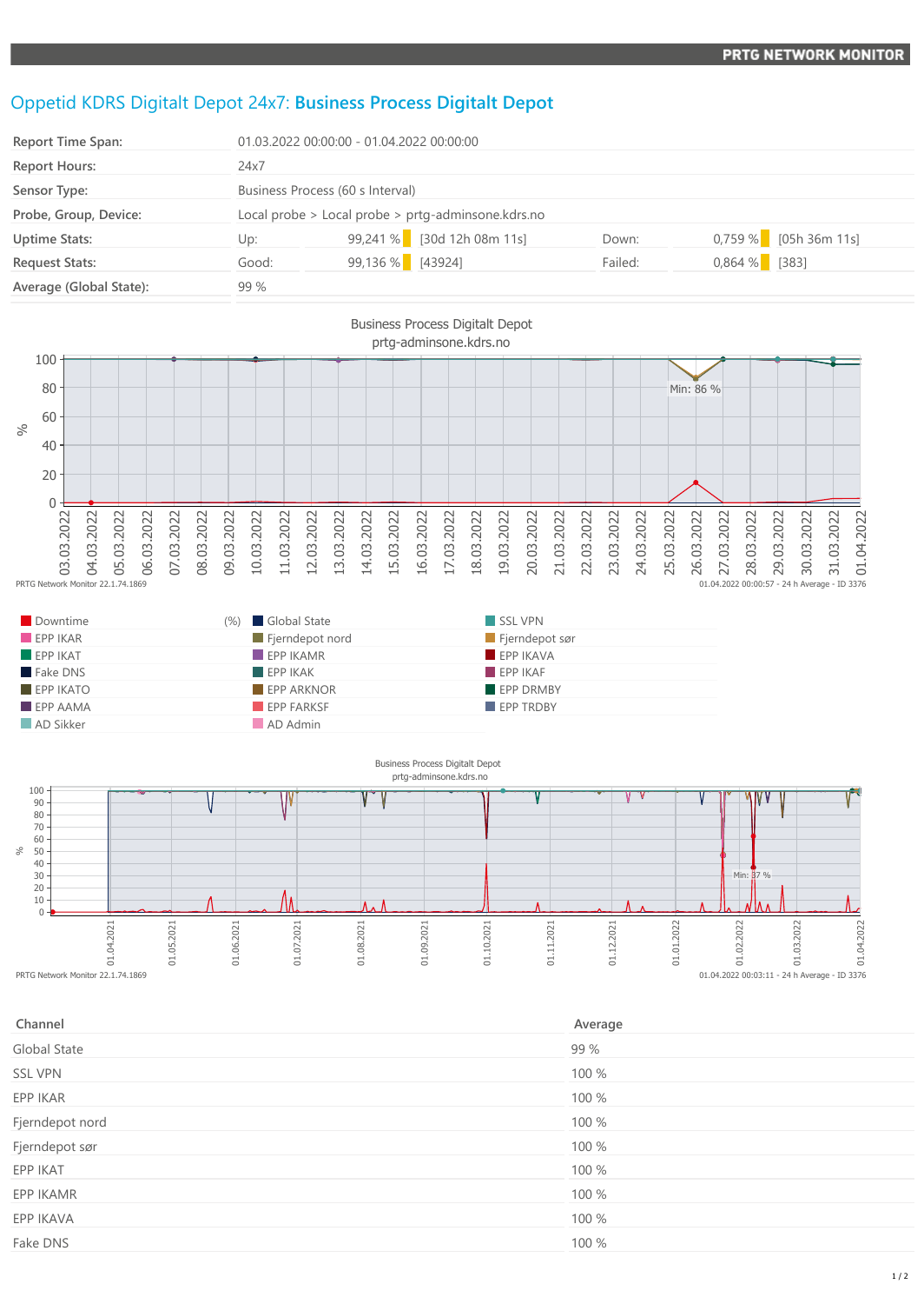# Oppetid KDRS Digitalt Depot 24x7: **Business Process Digitalt Depot**

| | | | | | |
|---|---|---|---|---|---|
| Report Time Span: | 01.03.2022 00:00:00 - 01.04.2022 00:00:00 | | | | |
| Report Hours: | 24x7 | | | | |
| Sensor Type: | Business Process (60 s Interval) | | | | |
| Probe, Group, Device: | Local probe > Local probe > prtg-adminsone.kdrs.no | | | | |
| Uptime Stats: | Up: 99,241 % | [30d 12h 08m 11s] | Down: | 0,759 % | [05h 36m 11s] |
| Request Stats: | Good: 99,136 % | [43924] | Failed: | 0,864 % | [383] |
| Average (Global State): | 99 % | | | | |

Business Process Digitalt Depot
prtg-adminsone.kdrs.no

PRTG Network Monitor 22.1.74.1869 — 01.04.2022 00:00:57 - 24 h Average - ID 3376

| | | |
|---|---|---|
| Downtime (%) | Global State | SSL VPN |
| EPP IKAR | Fjerndepot nord | Fjerndepot sør |
| EPP IKAT | EPP IKAMR | EPP IKAVA |
| Fake DNS | EPP IKAK | EPP IKAF |
| EPP IKATO | EPP ARKNOR | EPP DRMBY |
| EPP AAMA | EPP FARKSF | EPP TRDBY |
| AD Sikker | AD Admin | |

Business Process Digitalt Depot
prtg-adminsone.kdrs.no

PRTG Network Monitor 22.1.74.1869 — 01.04.2022 00:03:11 - 24 h Average - ID 3376

| Channel | Average |
|---|---|
| Global State | 99 % |
| SSL VPN | 100 % |
| EPP IKAR | 100 % |
| Fjerndepot nord | 100 % |
| Fjerndepot sør | 100 % |
| EPP IKAT | 100 % |
| EPP IKAMR | 100 % |
| EPP IKAVA | 100 % |
| Fake DNS | 100 % |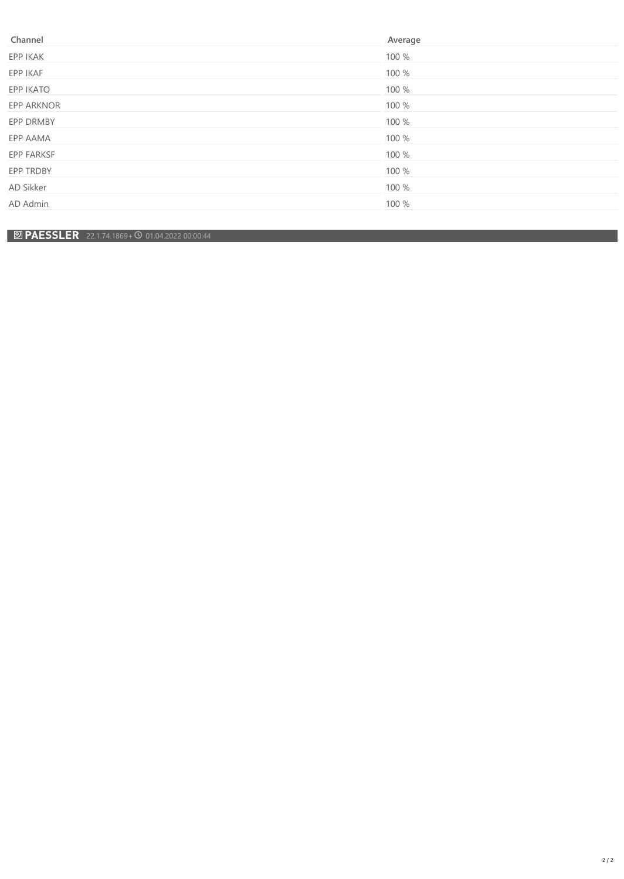| Channel | Average |
| --- | --- |
| EPP IKAK | 100 % |
| EPP IKAF | 100 % |
| EPP IKATO | 100 % |
| EPP ARKNOR | 100 % |
| EPP DRMBY | 100 % |
| EPP AAMA | 100 % |
| EPP FARKSF | 100 % |
| EPP TRDBY | 100 % |
| AD Sikker | 100 % |
| AD Admin | 100 % |

PAESSLER 22.1.74.1869+ 01.04.2022 00:00:44